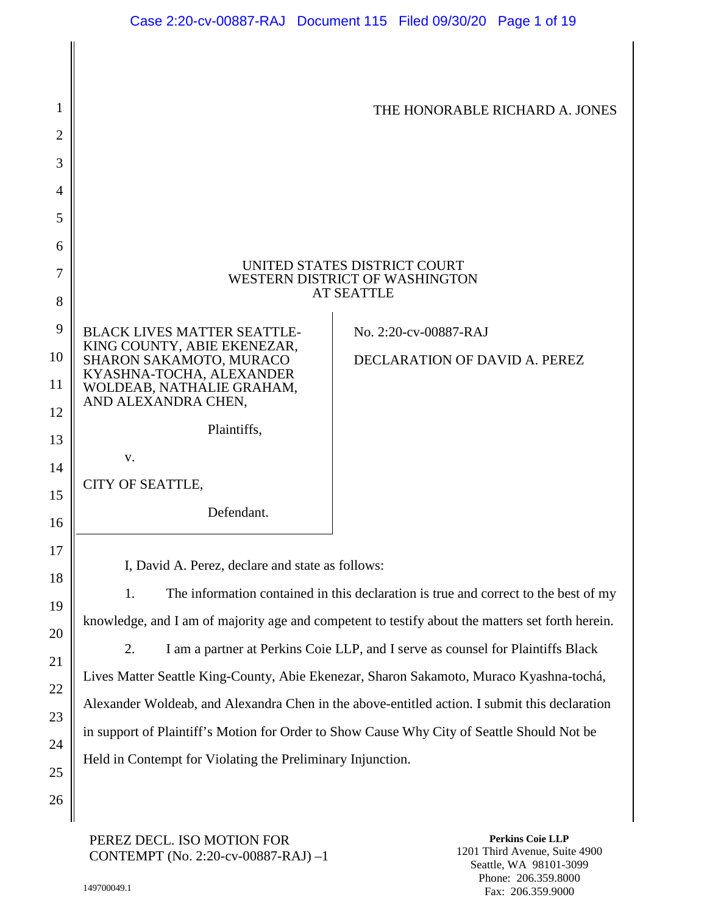THE HONORABLE RICHARD A. JONES

UNITED STATES DISTRICT COURT
WESTERN DISTRICT OF WASHINGTON
AT SEATTLE

BLACK LIVES MATTER SEATTLE-KING COUNTY, ABIE EKENEZAR, SHARON SAKAMOTO, MURACO KYASHNA-TOCHA, ALEXANDER WOLDEAB, NATHALIE GRAHAM, AND ALEXANDRA CHEN,

Plaintiffs,

v.

CITY OF SEATTLE,

Defendant.

No. 2:20-cv-00887-RAJ

DECLARATION OF DAVID A. PEREZ

I, David A. Perez, declare and state as follows:

1. The information contained in this declaration is true and correct to the best of my knowledge, and I am of majority age and competent to testify about the matters set forth herein.

2. I am a partner at Perkins Coie LLP, and I serve as counsel for Plaintiffs Black Lives Matter Seattle King-County, Abie Ekenezar, Sharon Sakamoto, Muraco Kyashna-tochá, Alexander Woldeab, and Alexandra Chen in the above-entitled action. I submit this declaration in support of Plaintiff's Motion for Order to Show Cause Why City of Seattle Should Not be Held in Contempt for Violating the Preliminary Injunction.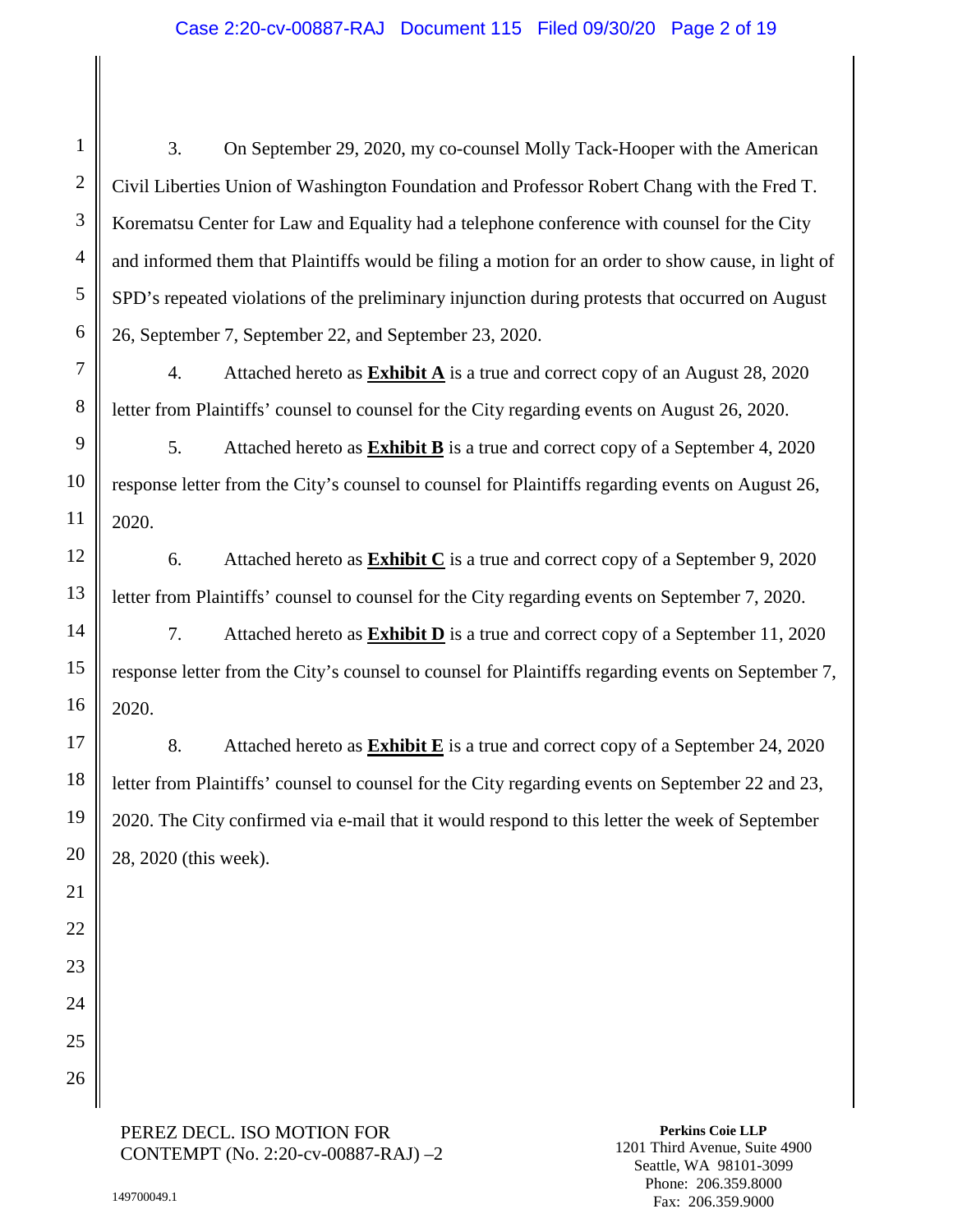3. On September 29, 2020, my co-counsel Molly Tack-Hooper with the American Civil Liberties Union of Washington Foundation and Professor Robert Chang with the Fred T. Korematsu Center for Law and Equality had a telephone conference with counsel for the City and informed them that Plaintiffs would be filing a motion for an order to show cause, in light of SPD's repeated violations of the preliminary injunction during protests that occurred on August 26, September 7, September 22, and September 23, 2020.

4. Attached hereto as **Exhibit A** is a true and correct copy of an August 28, 2020 letter from Plaintiffs' counsel to counsel for the City regarding events on August 26, 2020.

5. Attached hereto as **Exhibit B** is a true and correct copy of a September 4, 2020 response letter from the City's counsel to counsel for Plaintiffs regarding events on August 26, 2020.

6. Attached hereto as **Exhibit C** is a true and correct copy of a September 9, 2020 letter from Plaintiffs' counsel to counsel for the City regarding events on September 7, 2020.

7. Attached hereto as **Exhibit D** is a true and correct copy of a September 11, 2020 response letter from the City's counsel to counsel for Plaintiffs regarding events on September 7, 2020.

8. Attached hereto as **Exhibit E** is a true and correct copy of a September 24, 2020 letter from Plaintiffs' counsel to counsel for the City regarding events on September 22 and 23, 2020. The City confirmed via e-mail that it would respond to this letter the week of September 28, 2020 (this week).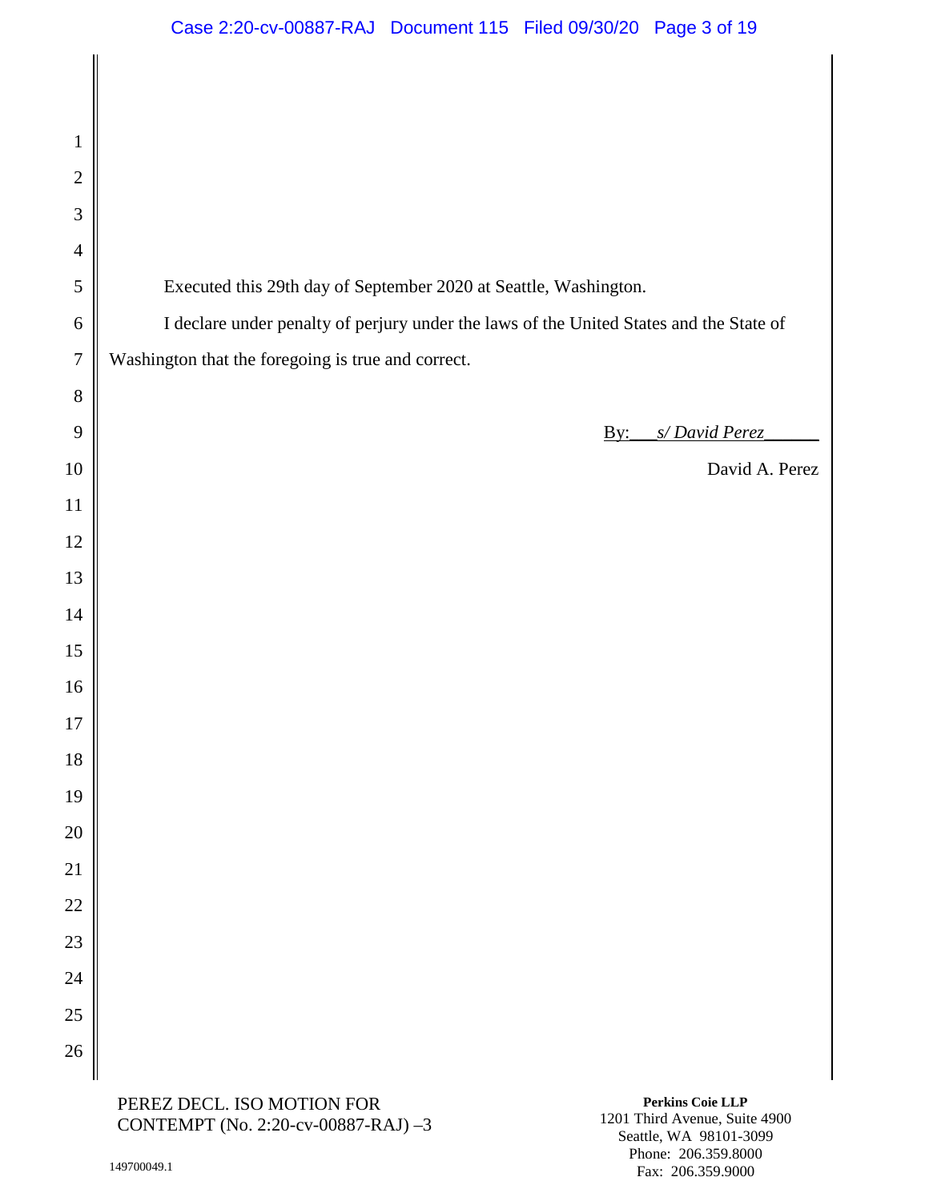Executed this 29th day of September 2020 at Seattle, Washington.

I declare under penalty of perjury under the laws of the United States and the State of Washington that the foregoing is true and correct.

By: *s/ David Perez*

David A. Perez

PEREZ DECL. ISO MOTION FOR CONTEMPT (No. 2:20-cv-00887-RAJ) –3

149700049.1

**Perkins Coie LLP**
1201 Third Avenue, Suite 4900
Seattle, WA 98101-3099
Phone: 206.359.8000
Fax: 206.359.9000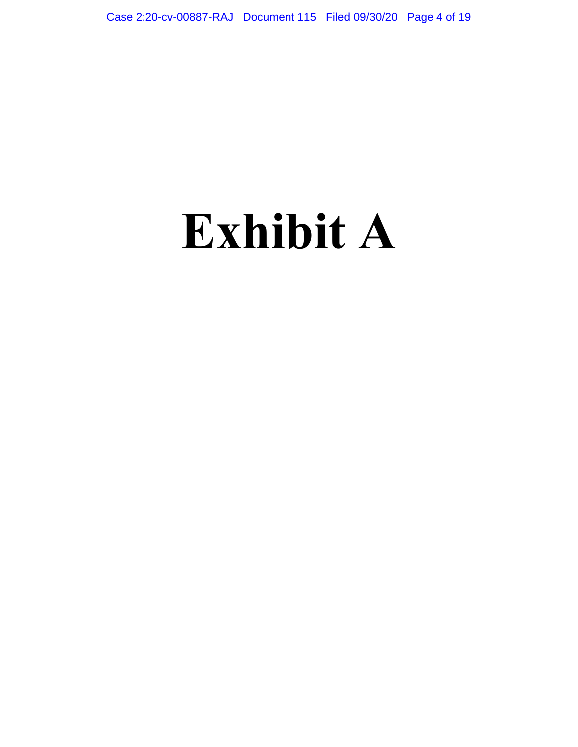# Exhibit A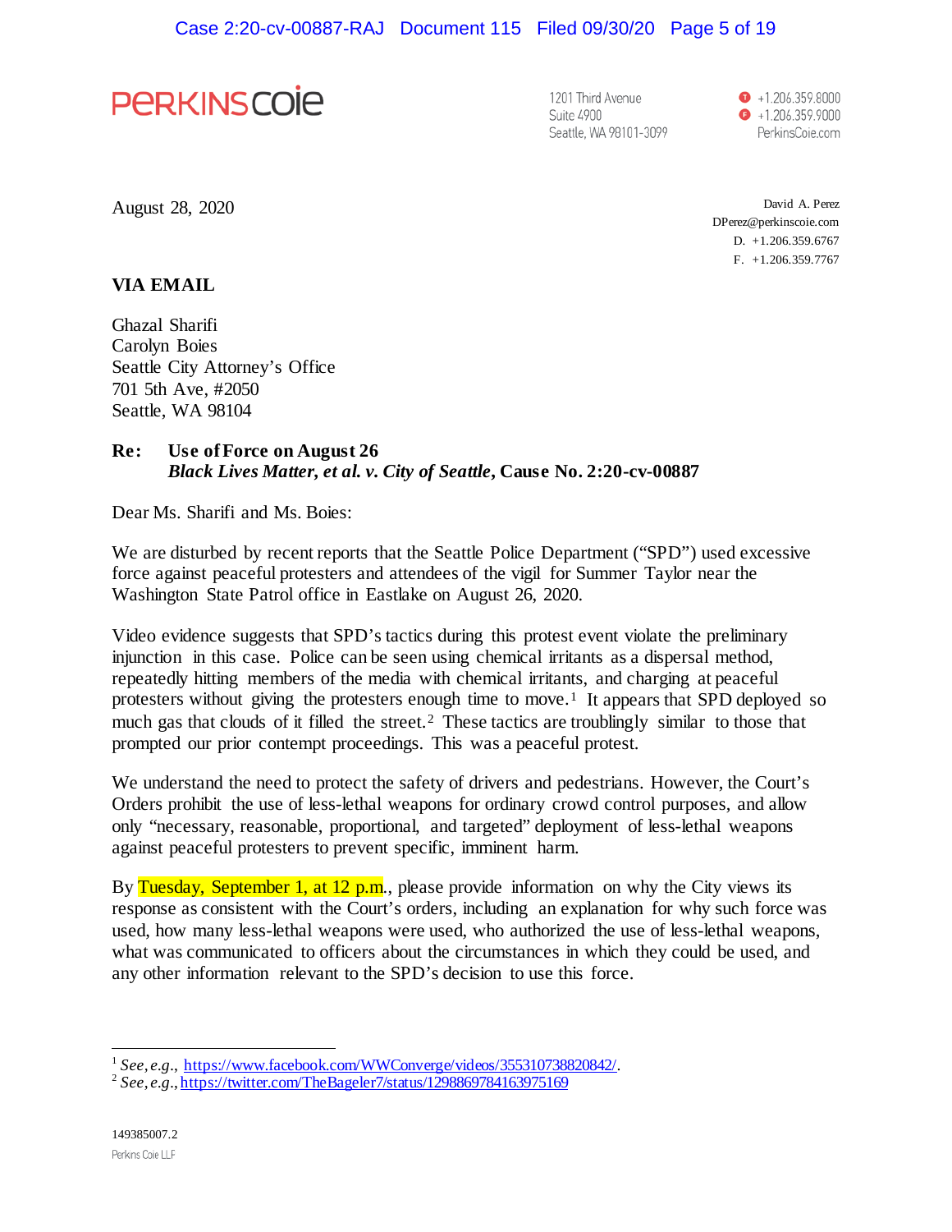PERKINSCOIE

1201 Third Avenue
Suite 4900
Seattle, WA 98101-3099

+1.206.359.8000
+1.206.359.9000
PerkinsCoie.com

August 28, 2020

David A. Perez
DPerez@perkinscoie.com
D. +1.206.359.6767
F. +1.206.359.7767

**VIA EMAIL**

Ghazal Sharifi
Carolyn Boies
Seattle City Attorney's Office
701 5th Ave, #2050
Seattle, WA 98104

**Re: Use of Force on August 26**
***Black Lives Matter, et al. v. City of Seattle*, Cause No. 2:20-cv-00887**

Dear Ms. Sharifi and Ms. Boies:

We are disturbed by recent reports that the Seattle Police Department ("SPD") used excessive force against peaceful protesters and attendees of the vigil for Summer Taylor near the Washington State Patrol office in Eastlake on August 26, 2020.

Video evidence suggests that SPD's tactics during this protest event violate the preliminary injunction in this case. Police can be seen using chemical irritants as a dispersal method, repeatedly hitting members of the media with chemical irritants, and charging at peaceful protesters without giving the protesters enough time to move.[1] It appears that SPD deployed so much gas that clouds of it filled the street.[2] These tactics are troublingly similar to those that prompted our prior contempt proceedings. This was a peaceful protest.

We understand the need to protect the safety of drivers and pedestrians. However, the Court's Orders prohibit the use of less-lethal weapons for ordinary crowd control purposes, and allow only "necessary, reasonable, proportional, and targeted" deployment of less-lethal weapons against peaceful protesters to prevent specific, imminent harm.

By Tuesday, September 1, at 12 p.m., please provide information on why the City views its response as consistent with the Court's orders, including an explanation for why such force was used, how many less-lethal weapons were used, who authorized the use of less-lethal weapons, what was communicated to officers about the circumstances in which they could be used, and any other information relevant to the SPD's decision to use this force.

---

[1] *See, e.g.*, https://www.facebook.com/WWConverge/videos/355310738820842/.

[2] *See, e.g.*, https://twitter.com/TheBageler7/status/1298869784163975169

149385007.2
Perkins Coie LLP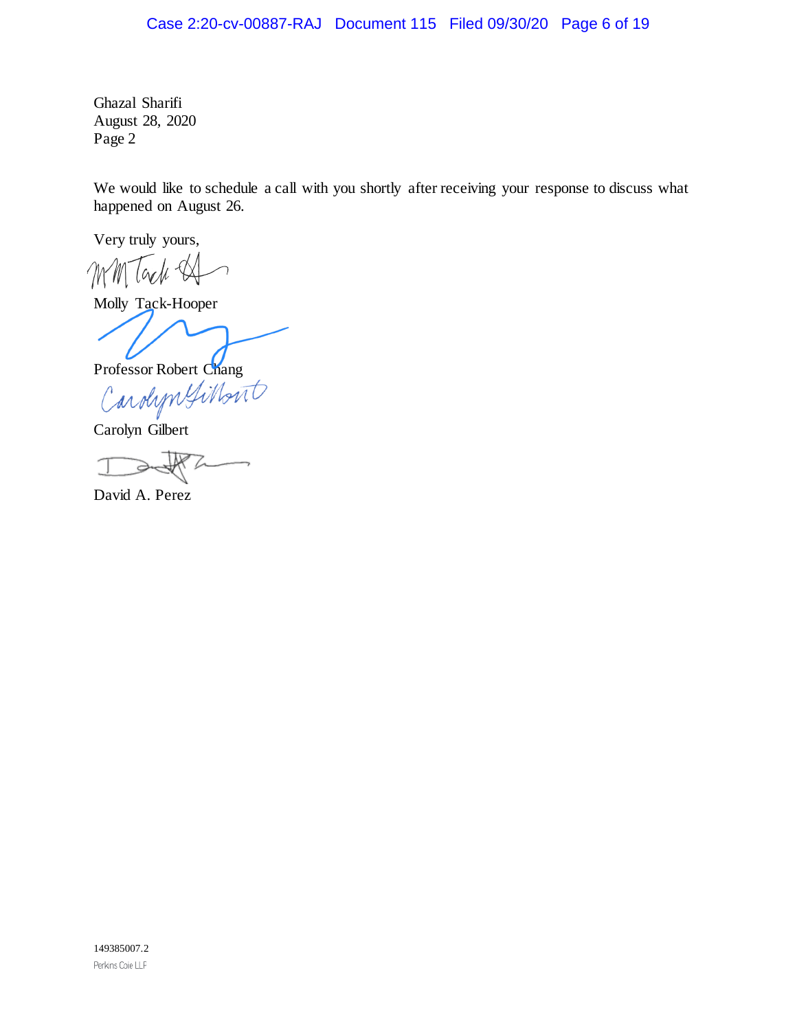Ghazal Sharifi
August 28, 2020
Page 2

We would like to schedule a call with you shortly after receiving your response to discuss what happened on August 26.

Very truly yours,

Molly Tack-Hooper

Professor Robert Chang

Carolyn Gilbert

David A. Perez

149385007.2
Perkins Coie LLP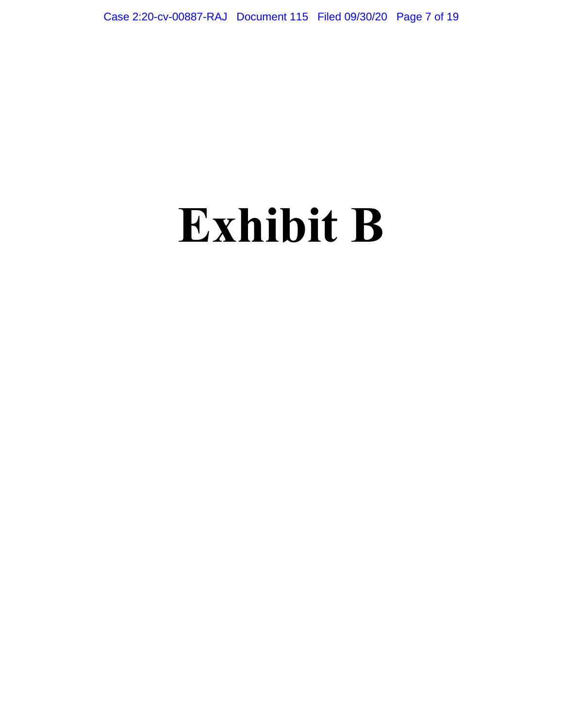# Exhibit B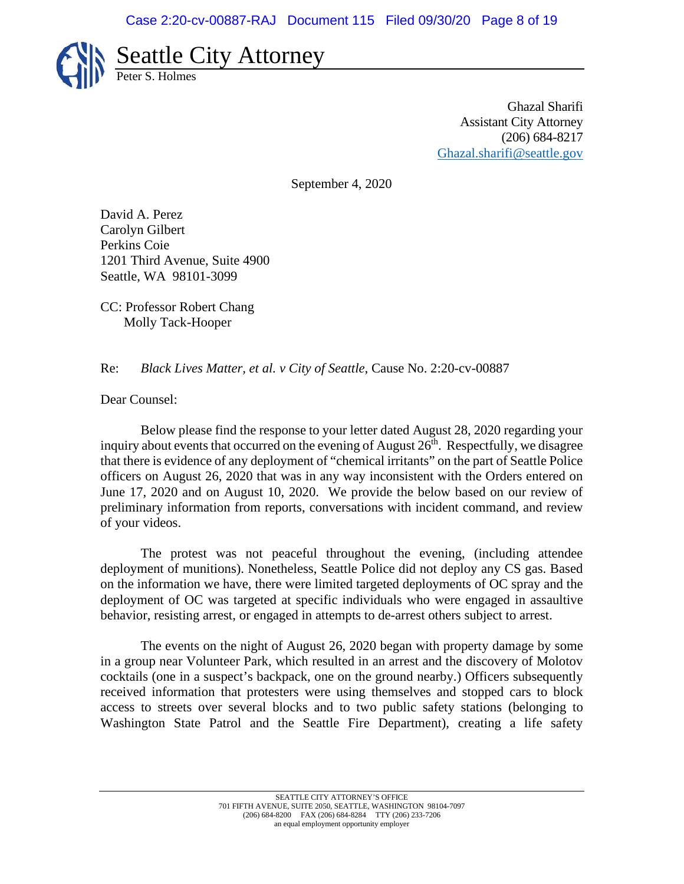# Seattle City Attorney

Peter S. Holmes

Ghazal Sharifi
Assistant City Attorney
(206) 684-8217
Ghazal.sharifi@seattle.gov

September 4, 2020

David A. Perez
Carolyn Gilbert
Perkins Coie
1201 Third Avenue, Suite 4900
Seattle, WA 98101-3099

CC: Professor Robert Chang
Molly Tack-Hooper

Re: *Black Lives Matter, et al. v City of Seattle*, Cause No. 2:20-cv-00887

Dear Counsel:

Below please find the response to your letter dated August 28, 2020 regarding your inquiry about events that occurred on the evening of August 26th. Respectfully, we disagree that there is evidence of any deployment of "chemical irritants" on the part of Seattle Police officers on August 26, 2020 that was in any way inconsistent with the Orders entered on June 17, 2020 and on August 10, 2020. We provide the below based on our review of preliminary information from reports, conversations with incident command, and review of your videos.

The protest was not peaceful throughout the evening, (including attendee deployment of munitions). Nonetheless, Seattle Police did not deploy any CS gas. Based on the information we have, there were limited targeted deployments of OC spray and the deployment of OC was targeted at specific individuals who were engaged in assaultive behavior, resisting arrest, or engaged in attempts to de-arrest others subject to arrest.

The events on the night of August 26, 2020 began with property damage by some in a group near Volunteer Park, which resulted in an arrest and the discovery of Molotov cocktails (one in a suspect's backpack, one on the ground nearby.) Officers subsequently received information that protesters were using themselves and stopped cars to block access to streets over several blocks and to two public safety stations (belonging to Washington State Patrol and the Seattle Fire Department), creating a life safety

SEATTLE CITY ATTORNEY'S OFFICE
701 FIFTH AVENUE, SUITE 2050, SEATTLE, WASHINGTON 98104-7097
(206) 684-8200 FAX (206) 684-8284 TTY (206) 233-7206
an equal employment opportunity employer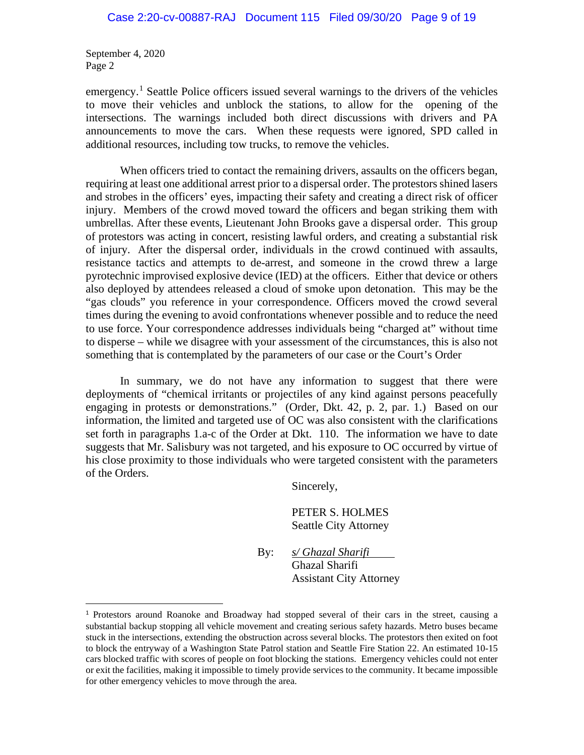September 4, 2020
Page 2

emergency.[1] Seattle Police officers issued several warnings to the drivers of the vehicles to move their vehicles and unblock the stations, to allow for the opening of the intersections. The warnings included both direct discussions with drivers and PA announcements to move the cars. When these requests were ignored, SPD called in additional resources, including tow trucks, to remove the vehicles.

When officers tried to contact the remaining drivers, assaults on the officers began, requiring at least one additional arrest prior to a dispersal order. The protestors shined lasers and strobes in the officers' eyes, impacting their safety and creating a direct risk of officer injury. Members of the crowd moved toward the officers and began striking them with umbrellas. After these events, Lieutenant John Brooks gave a dispersal order. This group of protestors was acting in concert, resisting lawful orders, and creating a substantial risk of injury. After the dispersal order, individuals in the crowd continued with assaults, resistance tactics and attempts to de-arrest, and someone in the crowd threw a large pyrotechnic improvised explosive device (IED) at the officers. Either that device or others also deployed by attendees released a cloud of smoke upon detonation. This may be the "gas clouds" you reference in your correspondence. Officers moved the crowd several times during the evening to avoid confrontations whenever possible and to reduce the need to use force. Your correspondence addresses individuals being "charged at" without time to disperse – while we disagree with your assessment of the circumstances, this is also not something that is contemplated by the parameters of our case or the Court's Order

In summary, we do not have any information to suggest that there were deployments of "chemical irritants or projectiles of any kind against persons peacefully engaging in protests or demonstrations." (Order, Dkt. 42, p. 2, par. 1.) Based on our information, the limited and targeted use of OC was also consistent with the clarifications set forth in paragraphs 1.a-c of the Order at Dkt. 110. The information we have to date suggests that Mr. Salisbury was not targeted, and his exposure to OC occurred by virtue of his close proximity to those individuals who were targeted consistent with the parameters of the Orders.

Sincerely,

PETER S. HOLMES
Seattle City Attorney

By: *s/ Ghazal Sharifi*
Ghazal Sharifi
Assistant City Attorney

---

[1] Protestors around Roanoke and Broadway had stopped several of their cars in the street, causing a substantial backup stopping all vehicle movement and creating serious safety hazards. Metro buses became stuck in the intersections, extending the obstruction across several blocks. The protestors then exited on foot to block the entryway of a Washington State Patrol station and Seattle Fire Station 22. An estimated 10-15 cars blocked traffic with scores of people on foot blocking the stations. Emergency vehicles could not enter or exit the facilities, making it impossible to timely provide services to the community. It became impossible for other emergency vehicles to move through the area.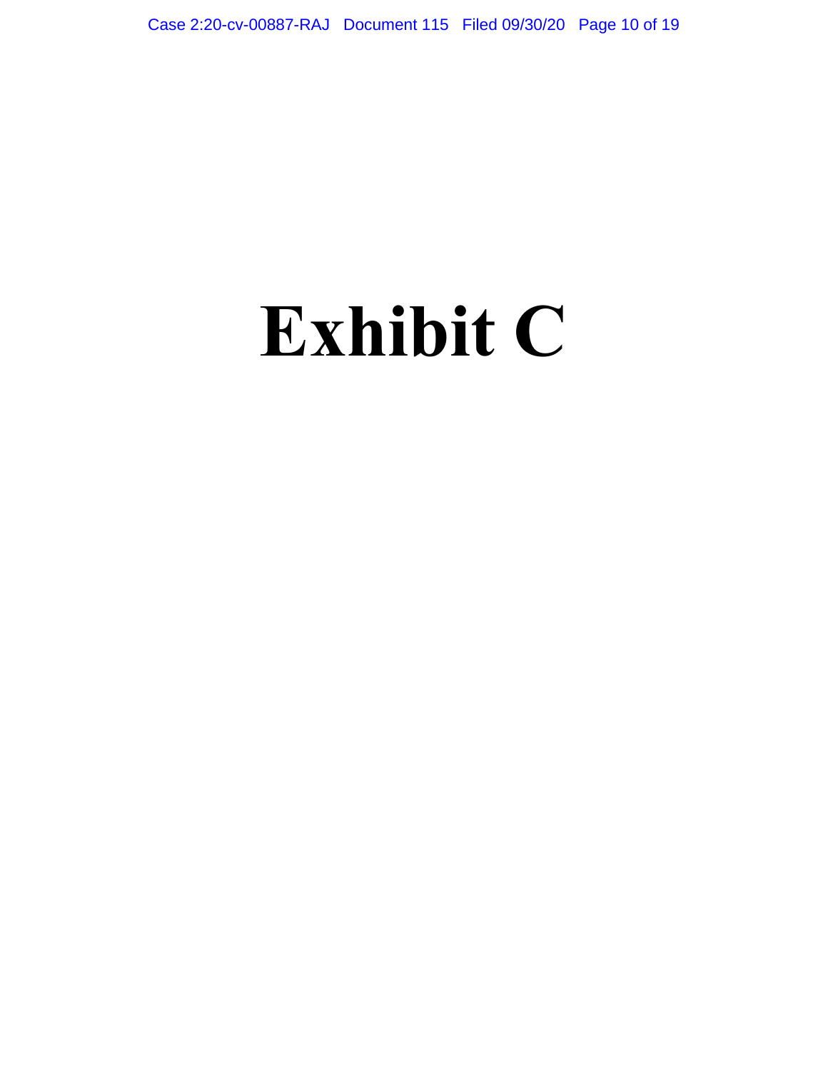# Exhibit C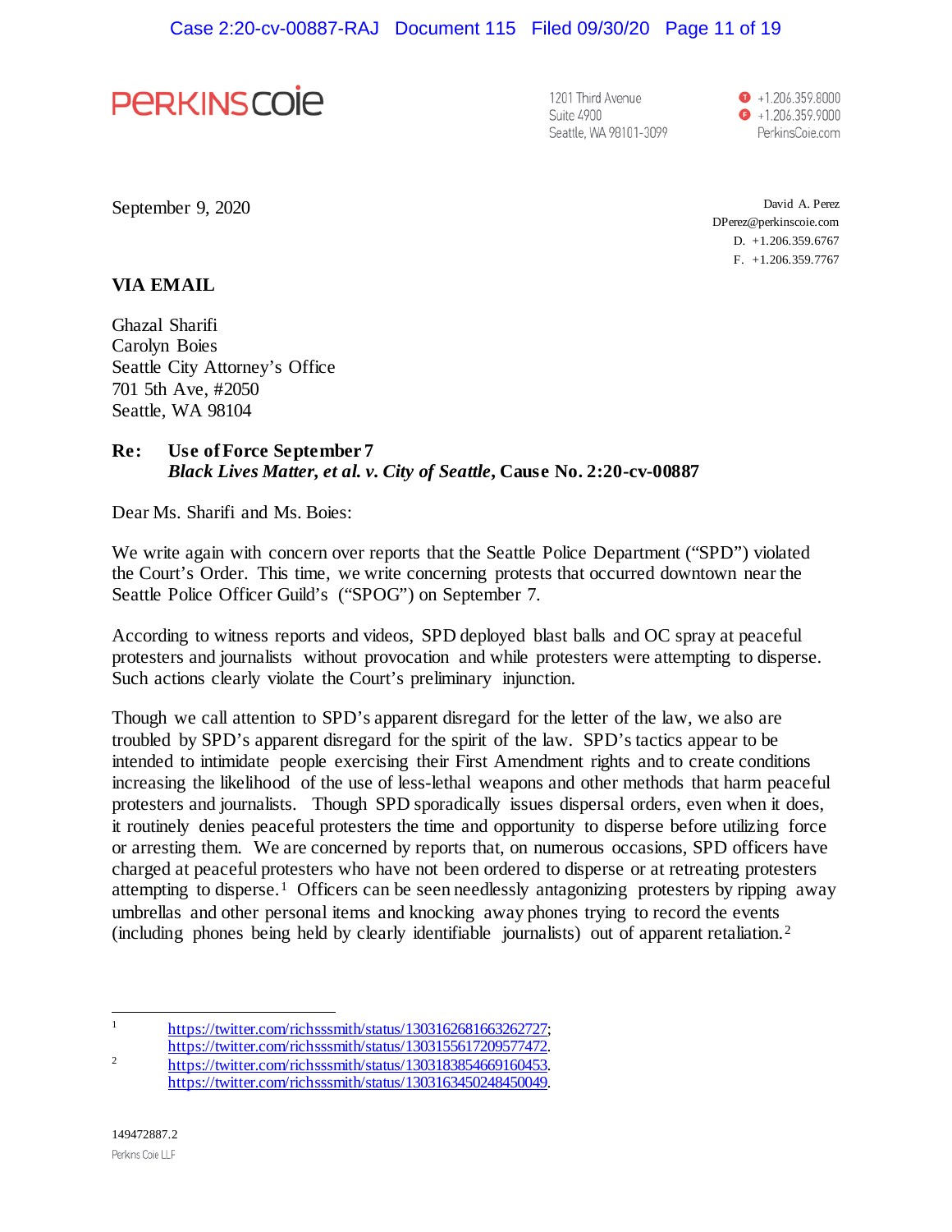PERKINS COIE

1201 Third Avenue
Suite 4900
Seattle, WA 98101-3099

T +1.206.359.8000
F +1.206.359.9000
PerkinsCoie.com

September 9, 2020

David A. Perez
DPerez@perkinscoie.com
D. +1.206.359.6767
F. +1.206.359.7767

**VIA EMAIL**

Ghazal Sharifi
Carolyn Boies
Seattle City Attorney's Office
701 5th Ave, #2050
Seattle, WA 98104

**Re: Use of Force September 7**
***Black Lives Matter, et al. v. City of Seattle*, Cause No. 2:20-cv-00887**

Dear Ms. Sharifi and Ms. Boies:

We write again with concern over reports that the Seattle Police Department ("SPD") violated the Court's Order. This time, we write concerning protests that occurred downtown near the Seattle Police Officer Guild's ("SPOG") on September 7.

According to witness reports and videos, SPD deployed blast balls and OC spray at peaceful protesters and journalists without provocation and while protesters were attempting to disperse. Such actions clearly violate the Court's preliminary injunction.

Though we call attention to SPD's apparent disregard for the letter of the law, we also are troubled by SPD's apparent disregard for the spirit of the law. SPD's tactics appear to be intended to intimidate people exercising their First Amendment rights and to create conditions increasing the likelihood of the use of less-lethal weapons and other methods that harm peaceful protesters and journalists. Though SPD sporadically issues dispersal orders, even when it does, it routinely denies peaceful protesters the time and opportunity to disperse before utilizing force or arresting them. We are concerned by reports that, on numerous occasions, SPD officers have charged at peaceful protesters who have not been ordered to disperse or at retreating protesters attempting to disperse.[1] Officers can be seen needlessly antagonizing protesters by ripping away umbrellas and other personal items and knocking away phones trying to record the events (including phones being held by clearly identifiable journalists) out of apparent retaliation.[2]

---

[1] https://twitter.com/richsssmith/status/1303162681663262727; https://twitter.com/richsssmith/status/1303155617209577472.

[2] https://twitter.com/richsssmith/status/1303183854669160453. https://twitter.com/richsssmith/status/1303163450248450049.

149472887.2
Perkins Coie LLP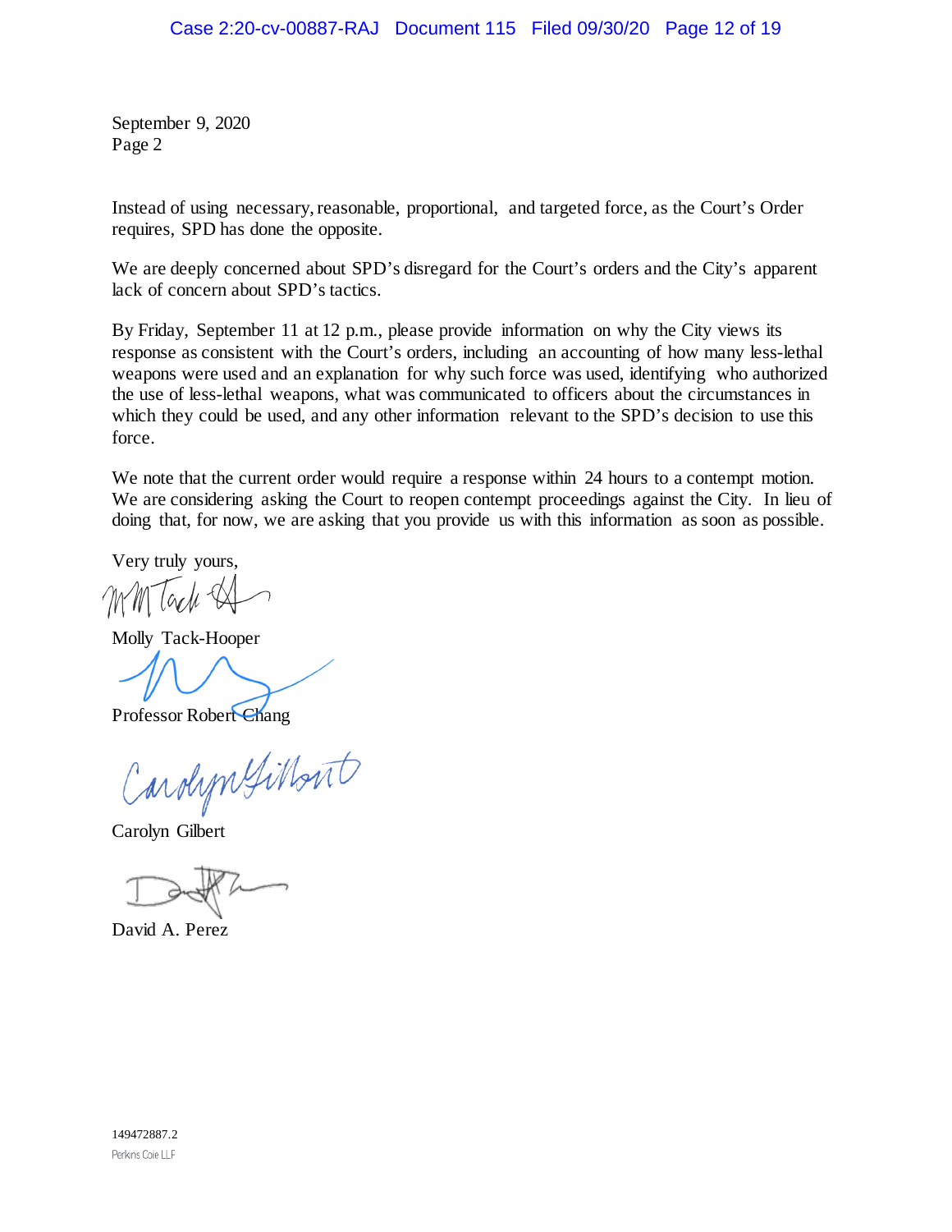September 9, 2020
Page 2

Instead of using necessary, reasonable, proportional, and targeted force, as the Court's Order requires, SPD has done the opposite.

We are deeply concerned about SPD's disregard for the Court's orders and the City's apparent lack of concern about SPD's tactics.

By Friday, September 11 at 12 p.m., please provide information on why the City views its response as consistent with the Court's orders, including an accounting of how many less-lethal weapons were used and an explanation for why such force was used, identifying who authorized the use of less-lethal weapons, what was communicated to officers about the circumstances in which they could be used, and any other information relevant to the SPD's decision to use this force.

We note that the current order would require a response within 24 hours to a contempt motion. We are considering asking the Court to reopen contempt proceedings against the City. In lieu of doing that, for now, we are asking that you provide us with this information as soon as possible.

Very truly yours,

Molly Tack-Hooper

Professor Robert Chang

Carolyn Gilbert

David A. Perez

149472887.2
Perkins Coie LLP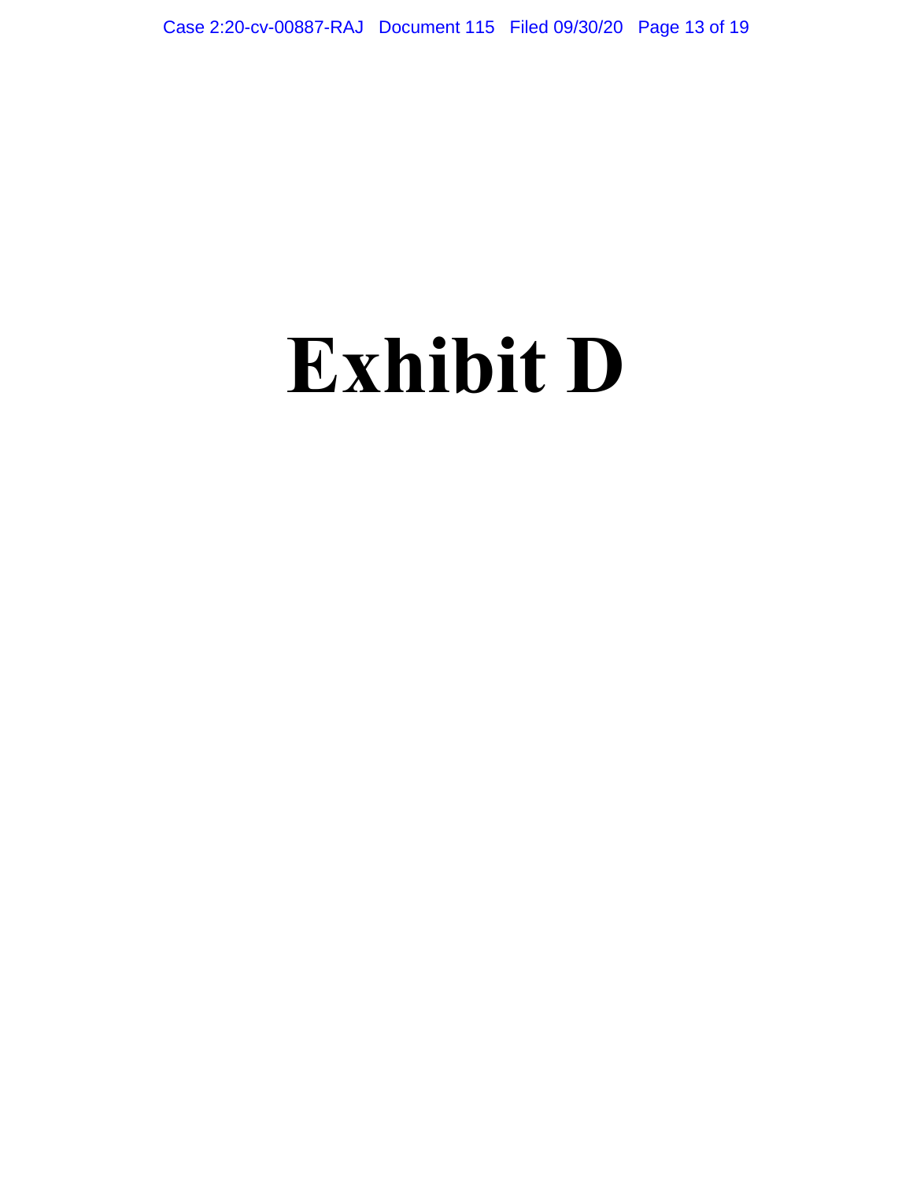# Exhibit D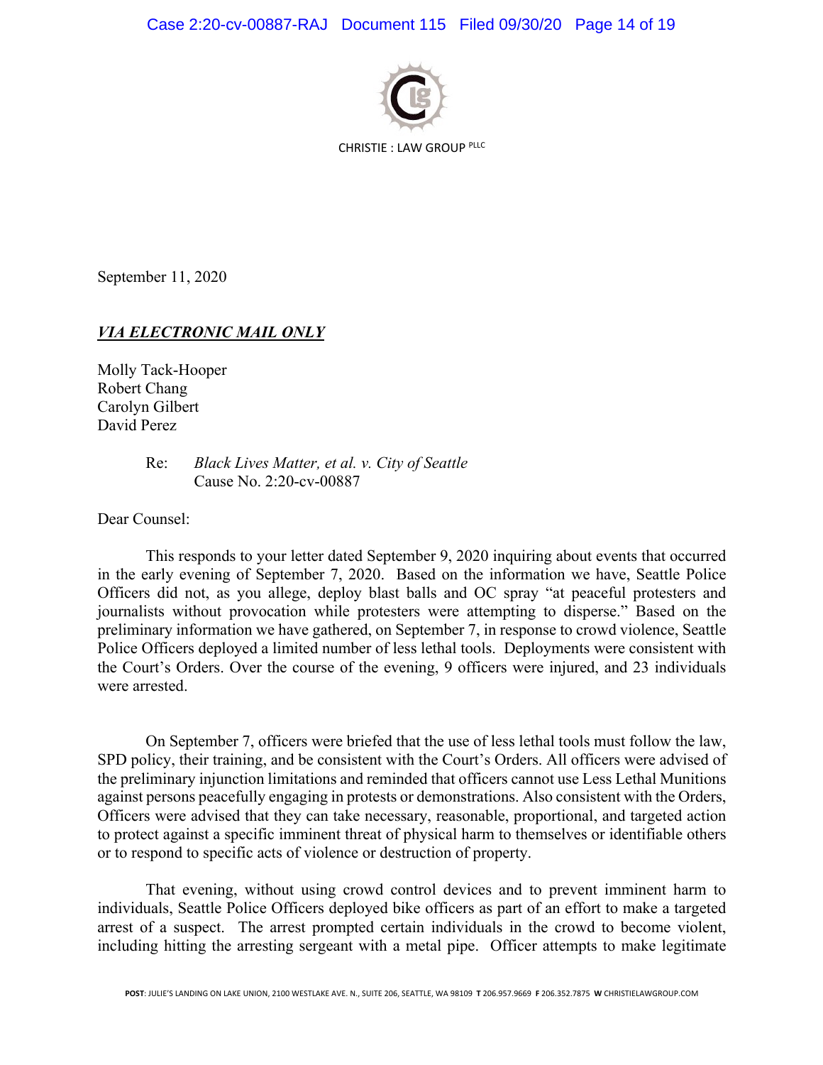CHRISTIE : LAW GROUP PLLC

September 11, 2020

***VIA ELECTRONIC MAIL ONLY***

Molly Tack-Hooper
Robert Chang
Carolyn Gilbert
David Perez

Re: *Black Lives Matter, et al. v. City of Seattle*
Cause No. 2:20-cv-00887

Dear Counsel:

This responds to your letter dated September 9, 2020 inquiring about events that occurred in the early evening of September 7, 2020. Based on the information we have, Seattle Police Officers did not, as you allege, deploy blast balls and OC spray "at peaceful protesters and journalists without provocation while protesters were attempting to disperse." Based on the preliminary information we have gathered, on September 7, in response to crowd violence, Seattle Police Officers deployed a limited number of less lethal tools. Deployments were consistent with the Court's Orders. Over the course of the evening, 9 officers were injured, and 23 individuals were arrested.

On September 7, officers were briefed that the use of less lethal tools must follow the law, SPD policy, their training, and be consistent with the Court's Orders. All officers were advised of the preliminary injunction limitations and reminded that officers cannot use Less Lethal Munitions against persons peacefully engaging in protests or demonstrations. Also consistent with the Orders, Officers were advised that they can take necessary, reasonable, proportional, and targeted action to protect against a specific imminent threat of physical harm to themselves or identifiable others or to respond to specific acts of violence or destruction of property.

That evening, without using crowd control devices and to prevent imminent harm to individuals, Seattle Police Officers deployed bike officers as part of an effort to make a targeted arrest of a suspect. The arrest prompted certain individuals in the crowd to become violent, including hitting the arresting sergeant with a metal pipe. Officer attempts to make legitimate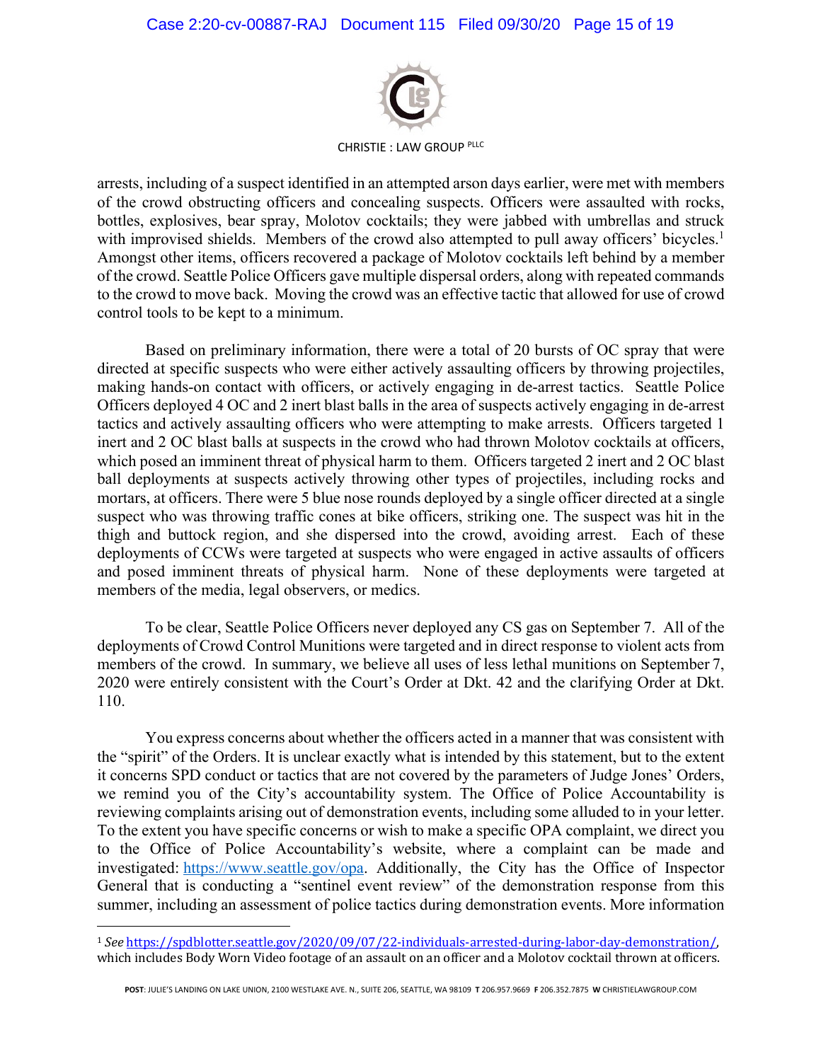arrests, including of a suspect identified in an attempted arson days earlier, were met with members of the crowd obstructing officers and concealing suspects. Officers were assaulted with rocks, bottles, explosives, bear spray, Molotov cocktails; they were jabbed with umbrellas and struck with improvised shields. Members of the crowd also attempted to pull away officers' bicycles.[1] Amongst other items, officers recovered a package of Molotov cocktails left behind by a member of the crowd. Seattle Police Officers gave multiple dispersal orders, along with repeated commands to the crowd to move back. Moving the crowd was an effective tactic that allowed for use of crowd control tools to be kept to a minimum.

Based on preliminary information, there were a total of 20 bursts of OC spray that were directed at specific suspects who were either actively assaulting officers by throwing projectiles, making hands-on contact with officers, or actively engaging in de-arrest tactics. Seattle Police Officers deployed 4 OC and 2 inert blast balls in the area of suspects actively engaging in de-arrest tactics and actively assaulting officers who were attempting to make arrests. Officers targeted 1 inert and 2 OC blast balls at suspects in the crowd who had thrown Molotov cocktails at officers, which posed an imminent threat of physical harm to them. Officers targeted 2 inert and 2 OC blast ball deployments at suspects actively throwing other types of projectiles, including rocks and mortars, at officers. There were 5 blue nose rounds deployed by a single officer directed at a single suspect who was throwing traffic cones at bike officers, striking one. The suspect was hit in the thigh and buttock region, and she dispersed into the crowd, avoiding arrest. Each of these deployments of CCWs were targeted at suspects who were engaged in active assaults of officers and posed imminent threats of physical harm. None of these deployments were targeted at members of the media, legal observers, or medics.

To be clear, Seattle Police Officers never deployed any CS gas on September 7. All of the deployments of Crowd Control Munitions were targeted and in direct response to violent acts from members of the crowd. In summary, we believe all uses of less lethal munitions on September 7, 2020 were entirely consistent with the Court's Order at Dkt. 42 and the clarifying Order at Dkt. 110.

You express concerns about whether the officers acted in a manner that was consistent with the "spirit" of the Orders. It is unclear exactly what is intended by this statement, but to the extent it concerns SPD conduct or tactics that are not covered by the parameters of Judge Jones' Orders, we remind you of the City's accountability system. The Office of Police Accountability is reviewing complaints arising out of demonstration events, including some alluded to in your letter. To the extent you have specific concerns or wish to make a specific OPA complaint, we direct you to the Office of Police Accountability's website, where a complaint can be made and investigated: https://www.seattle.gov/opa. Additionally, the City has the Office of Inspector General that is conducting a "sentinel event review" of the demonstration response from this summer, including an assessment of police tactics during demonstration events. More information

---

[1] *See* https://spdblotter.seattle.gov/2020/09/07/22-individuals-arrested-during-labor-day-demonstration/, which includes Body Worn Video footage of an assault on an officer and a Molotov cocktail thrown at officers.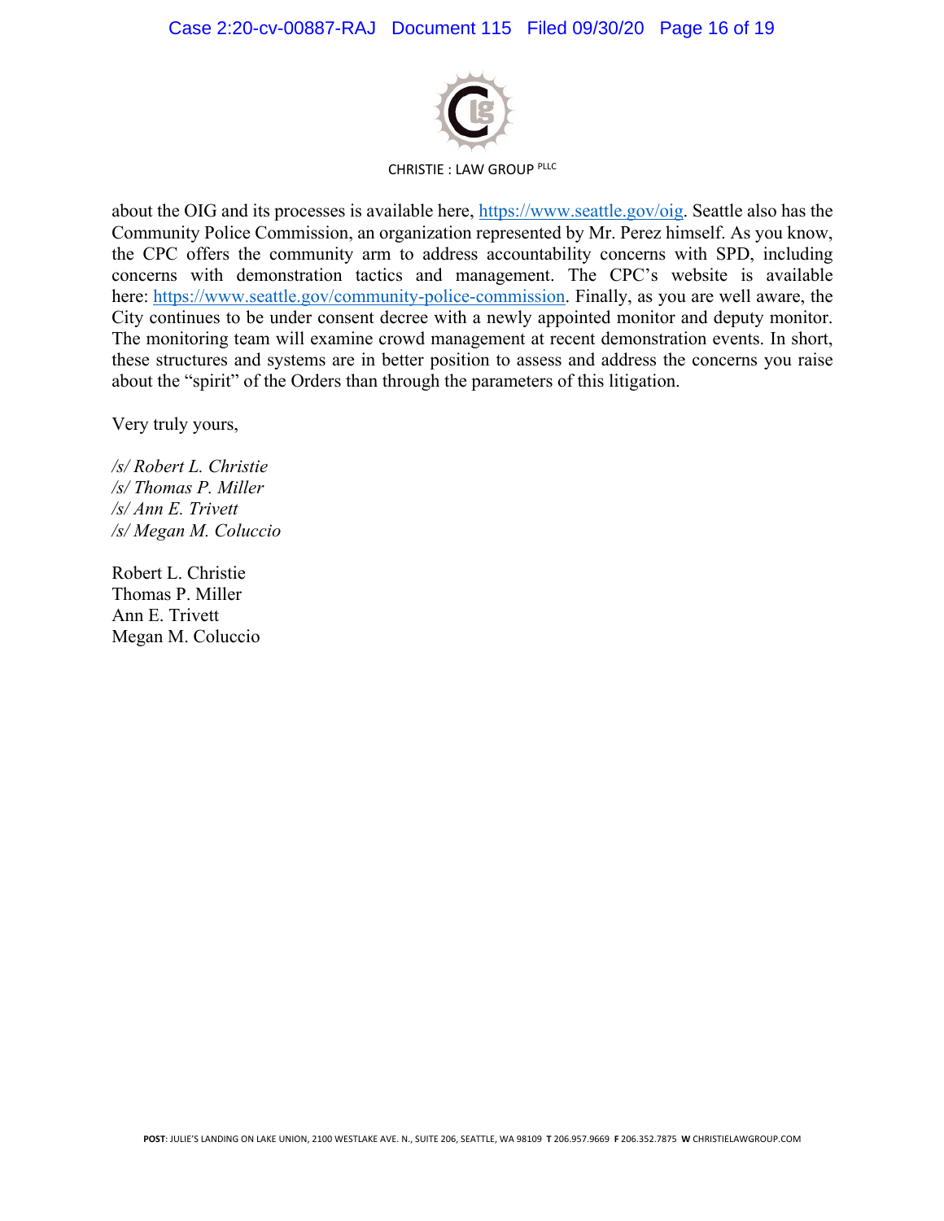CHRISTIE : LAW GROUP PLLC

about the OIG and its processes is available here, https://www.seattle.gov/oig. Seattle also has the Community Police Commission, an organization represented by Mr. Perez himself. As you know, the CPC offers the community arm to address accountability concerns with SPD, including concerns with demonstration tactics and management. The CPC's website is available here: https://www.seattle.gov/community-police-commission. Finally, as you are well aware, the City continues to be under consent decree with a newly appointed monitor and deputy monitor. The monitoring team will examine crowd management at recent demonstration events. In short, these structures and systems are in better position to assess and address the concerns you raise about the "spirit" of the Orders than through the parameters of this litigation.

Very truly yours,

*/s/ Robert L. Christie*
*/s/ Thomas P. Miller*
*/s/ Ann E. Trivett*
*/s/ Megan M. Coluccio*

Robert L. Christie
Thomas P. Miller
Ann E. Trivett
Megan M. Coluccio

**POST**: JULIE'S LANDING ON LAKE UNION, 2100 WESTLAKE AVE. N., SUITE 206, SEATTLE, WA 98109 **T** 206.957.9669 **F** 206.352.7875 **W** CHRISTIELAWGROUP.COM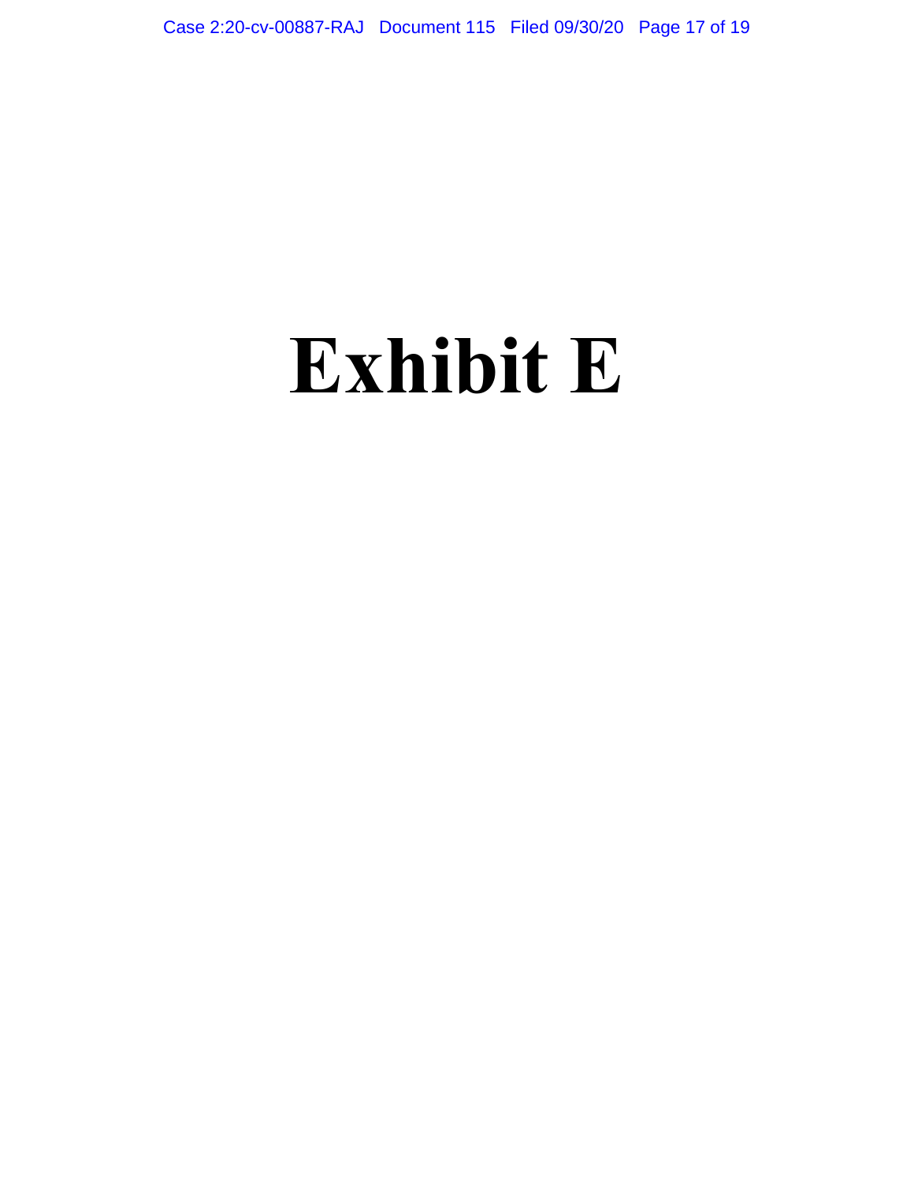# Exhibit E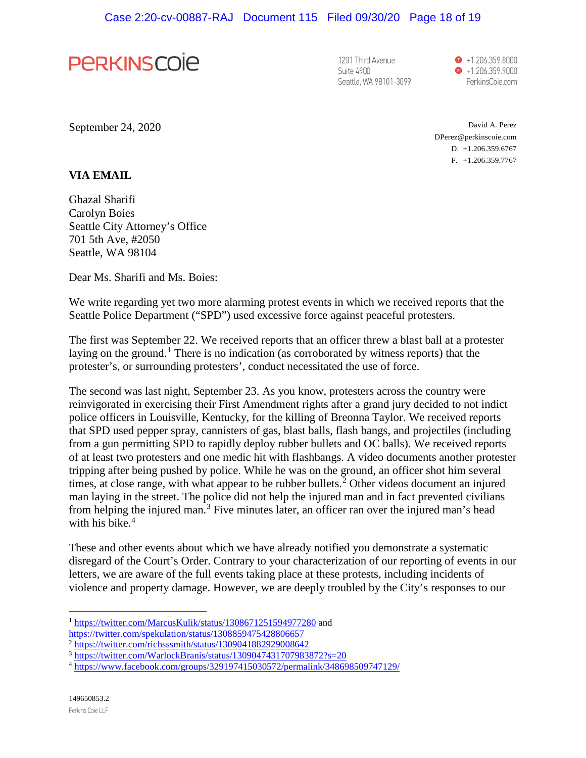PERKINS COIE

1201 Third Avenue
Suite 4900
Seattle, WA 98101-3099

+1.206.359.8000
+1.206.359.9000
PerkinsCoie.com

September 24, 2020

David A. Perez
DPerez@perkinscoie.com
D. +1.206.359.6767
F. +1.206.359.7767

**VIA EMAIL**

Ghazal Sharifi
Carolyn Boies
Seattle City Attorney's Office
701 5th Ave, #2050
Seattle, WA 98104

Dear Ms. Sharifi and Ms. Boies:

We write regarding yet two more alarming protest events in which we received reports that the Seattle Police Department ("SPD") used excessive force against peaceful protesters.

The first was September 22. We received reports that an officer threw a blast ball at a protester laying on the ground.[1] There is no indication (as corroborated by witness reports) that the protester's, or surrounding protesters', conduct necessitated the use of force.

The second was last night, September 23. As you know, protesters across the country were reinvigorated in exercising their First Amendment rights after a grand jury decided to not indict police officers in Louisville, Kentucky, for the killing of Breonna Taylor. We received reports that SPD used pepper spray, cannisters of gas, blast balls, flash bangs, and projectiles (including from a gun permitting SPD to rapidly deploy rubber bullets and OC balls). We received reports of at least two protesters and one medic hit with flashbangs. A video documents another protester tripping after being pushed by police. While he was on the ground, an officer shot him several times, at close range, with what appear to be rubber bullets.[2] Other videos document an injured man laying in the street. The police did not help the injured man and in fact prevented civilians from helping the injured man.[3] Five minutes later, an officer ran over the injured man's head with his bike.[4]

These and other events about which we have already notified you demonstrate a systematic disregard of the Court's Order. Contrary to your characterization of our reporting of events in our letters, we are aware of the full events taking place at these protests, including incidents of violence and property damage. However, we are deeply troubled by the City's responses to our

---

[1] https://twitter.com/MarcusKulik/status/1308671251594977280 and https://twitter.com/spekulation/status/1308859475428806657

[2] https://twitter.com/richsssmith/status/1309041882929008642

[3] https://twitter.com/WarlockBranis/status/1309047431707983872?s=20

[4] https://www.facebook.com/groups/329197415030572/permalink/348698509747129/

149650853.2
Perkins Coie LLP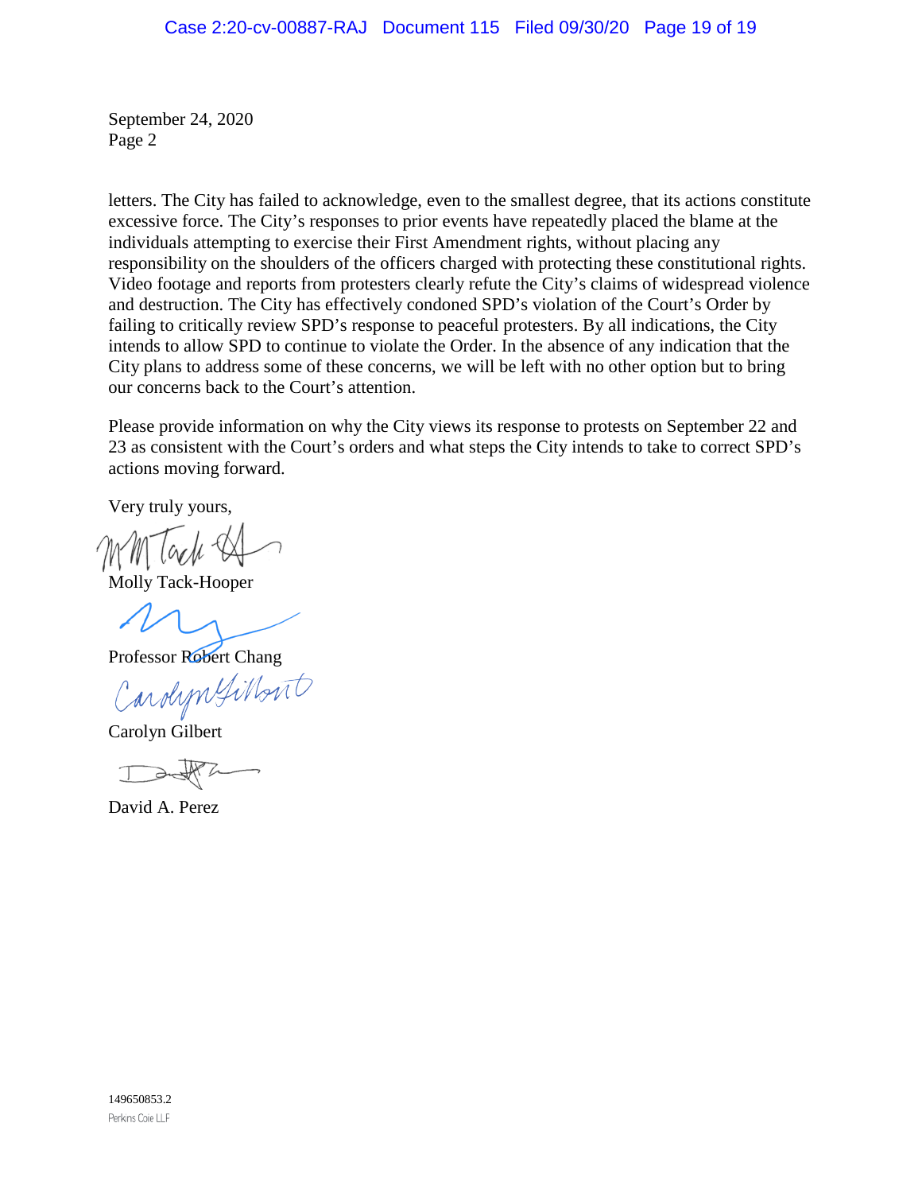September 24, 2020
Page 2

letters. The City has failed to acknowledge, even to the smallest degree, that its actions constitute excessive force. The City's responses to prior events have repeatedly placed the blame at the individuals attempting to exercise their First Amendment rights, without placing any responsibility on the shoulders of the officers charged with protecting these constitutional rights. Video footage and reports from protesters clearly refute the City's claims of widespread violence and destruction. The City has effectively condoned SPD's violation of the Court's Order by failing to critically review SPD's response to peaceful protesters. By all indications, the City intends to allow SPD to continue to violate the Order. In the absence of any indication that the City plans to address some of these concerns, we will be left with no other option but to bring our concerns back to the Court's attention.

Please provide information on why the City views its response to protests on September 22 and 23 as consistent with the Court's orders and what steps the City intends to take to correct SPD's actions moving forward.

Very truly yours,

Molly Tack-Hooper

Professor Robert Chang

Carolyn Gilbert

David A. Perez

149650853.2
Perkins Coie LLP